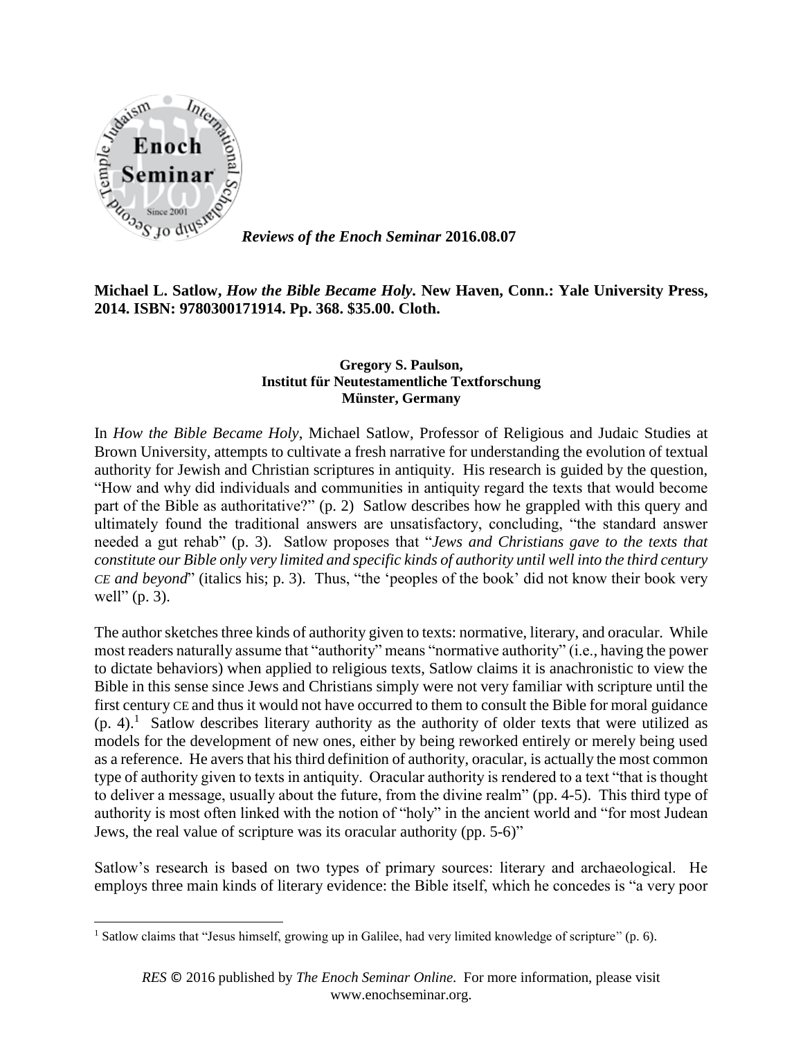*Reviews of the Enoch Seminar* **2016.08.07**

**Michael L. Satlow, *How the Bible Became Holy.* New Haven, Conn.: Yale University Press, 2014. ISBN: 9780300171914. Pp. 368. $35.00. Cloth.**

**Gregory S. Paulson,**
**Institut für Neutestamentliche Textforschung**
**Münster, Germany**

In *How the Bible Became Holy*, Michael Satlow, Professor of Religious and Judaic Studies at Brown University, attempts to cultivate a fresh narrative for understanding the evolution of textual authority for Jewish and Christian scriptures in antiquity. His research is guided by the question, "How and why did individuals and communities in antiquity regard the texts that would become part of the Bible as authoritative?" (p. 2) Satlow describes how he grappled with this query and ultimately found the traditional answers are unsatisfactory, concluding, "the standard answer needed a gut rehab" (p. 3). Satlow proposes that "*Jews and Christians gave to the texts that constitute our Bible only very limited and specific kinds of authority until well into the third century CE and beyond*" (italics his; p. 3). Thus, "the 'peoples of the book' did not know their book very well" (p. 3).

The author sketches three kinds of authority given to texts: normative, literary, and oracular. While most readers naturally assume that "authority" means "normative authority" (i.e., having the power to dictate behaviors) when applied to religious texts, Satlow claims it is anachronistic to view the Bible in this sense since Jews and Christians simply were not very familiar with scripture until the first century CE and thus it would not have occurred to them to consult the Bible for moral guidance (p. 4).[1] Satlow describes literary authority as the authority of older texts that were utilized as models for the development of new ones, either by being reworked entirely or merely being used as a reference. He avers that his third definition of authority, oracular, is actually the most common type of authority given to texts in antiquity. Oracular authority is rendered to a text "that is thought to deliver a message, usually about the future, from the divine realm" (pp. 4-5). This third type of authority is most often linked with the notion of "holy" in the ancient world and "for most Judean Jews, the real value of scripture was its oracular authority (pp. 5-6)"

Satlow's research is based on two types of primary sources: literary and archaeological. He employs three main kinds of literary evidence: the Bible itself, which he concedes is "a very poor

[1] Satlow claims that "Jesus himself, growing up in Galilee, had very limited knowledge of scripture" (p. 6).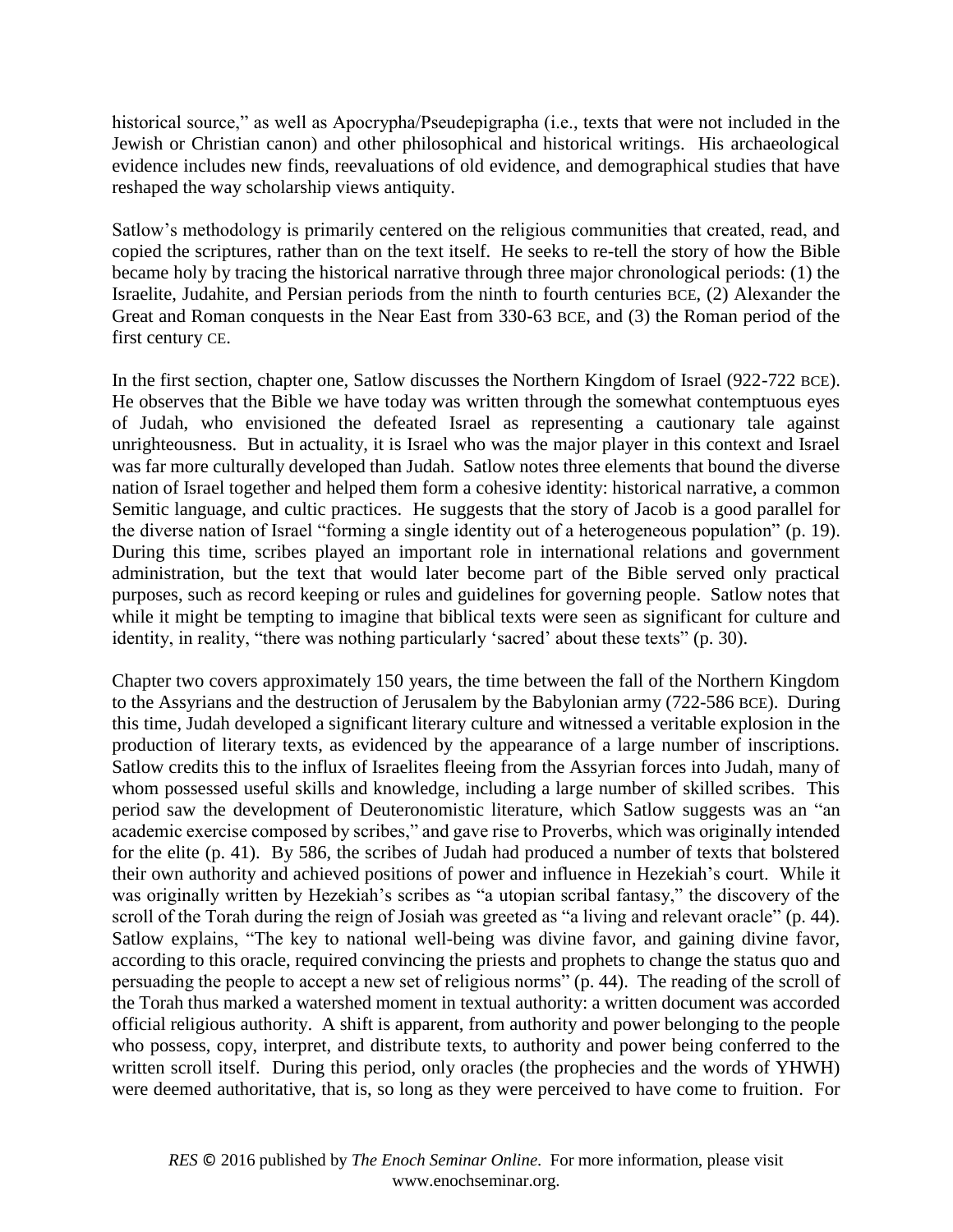historical source," as well as Apocrypha/Pseudepigrapha (i.e., texts that were not included in the Jewish or Christian canon) and other philosophical and historical writings. His archaeological evidence includes new finds, reevaluations of old evidence, and demographical studies that have reshaped the way scholarship views antiquity.

Satlow's methodology is primarily centered on the religious communities that created, read, and copied the scriptures, rather than on the text itself. He seeks to re-tell the story of how the Bible became holy by tracing the historical narrative through three major chronological periods: (1) the Israelite, Judahite, and Persian periods from the ninth to fourth centuries BCE, (2) Alexander the Great and Roman conquests in the Near East from 330-63 BCE, and (3) the Roman period of the first century CE.

In the first section, chapter one, Satlow discusses the Northern Kingdom of Israel (922-722 BCE). He observes that the Bible we have today was written through the somewhat contemptuous eyes of Judah, who envisioned the defeated Israel as representing a cautionary tale against unrighteousness. But in actuality, it is Israel who was the major player in this context and Israel was far more culturally developed than Judah. Satlow notes three elements that bound the diverse nation of Israel together and helped them form a cohesive identity: historical narrative, a common Semitic language, and cultic practices. He suggests that the story of Jacob is a good parallel for the diverse nation of Israel "forming a single identity out of a heterogeneous population" (p. 19). During this time, scribes played an important role in international relations and government administration, but the text that would later become part of the Bible served only practical purposes, such as record keeping or rules and guidelines for governing people. Satlow notes that while it might be tempting to imagine that biblical texts were seen as significant for culture and identity, in reality, "there was nothing particularly 'sacred' about these texts" (p. 30).

Chapter two covers approximately 150 years, the time between the fall of the Northern Kingdom to the Assyrians and the destruction of Jerusalem by the Babylonian army (722-586 BCE). During this time, Judah developed a significant literary culture and witnessed a veritable explosion in the production of literary texts, as evidenced by the appearance of a large number of inscriptions. Satlow credits this to the influx of Israelites fleeing from the Assyrian forces into Judah, many of whom possessed useful skills and knowledge, including a large number of skilled scribes. This period saw the development of Deuteronomistic literature, which Satlow suggests was an "an academic exercise composed by scribes," and gave rise to Proverbs, which was originally intended for the elite (p. 41). By 586, the scribes of Judah had produced a number of texts that bolstered their own authority and achieved positions of power and influence in Hezekiah's court. While it was originally written by Hezekiah's scribes as "a utopian scribal fantasy," the discovery of the scroll of the Torah during the reign of Josiah was greeted as "a living and relevant oracle" (p. 44). Satlow explains, "The key to national well-being was divine favor, and gaining divine favor, according to this oracle, required convincing the priests and prophets to change the status quo and persuading the people to accept a new set of religious norms" (p. 44). The reading of the scroll of the Torah thus marked a watershed moment in textual authority: a written document was accorded official religious authority. A shift is apparent, from authority and power belonging to the people who possess, copy, interpret, and distribute texts, to authority and power being conferred to the written scroll itself. During this period, only oracles (the prophecies and the words of YHWH) were deemed authoritative, that is, so long as they were perceived to have come to fruition. For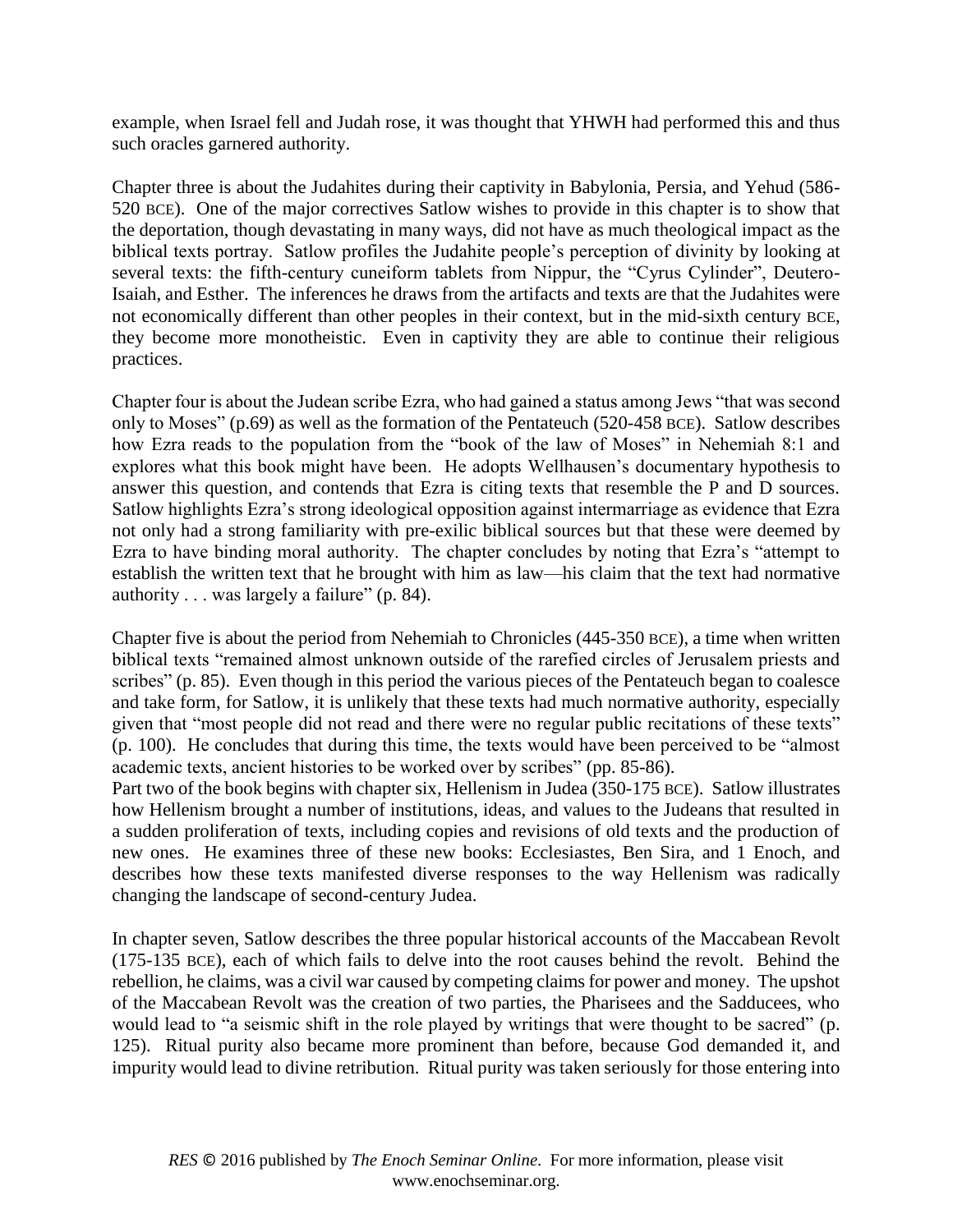example, when Israel fell and Judah rose, it was thought that YHWH had performed this and thus such oracles garnered authority.

Chapter three is about the Judahites during their captivity in Babylonia, Persia, and Yehud (586-520 BCE). One of the major correctives Satlow wishes to provide in this chapter is to show that the deportation, though devastating in many ways, did not have as much theological impact as the biblical texts portray. Satlow profiles the Judahite people's perception of divinity by looking at several texts: the fifth-century cuneiform tablets from Nippur, the "Cyrus Cylinder", Deutero-Isaiah, and Esther. The inferences he draws from the artifacts and texts are that the Judahites were not economically different than other peoples in their context, but in the mid-sixth century BCE, they become more monotheistic. Even in captivity they are able to continue their religious practices.

Chapter four is about the Judean scribe Ezra, who had gained a status among Jews "that was second only to Moses" (p.69) as well as the formation of the Pentateuch (520-458 BCE). Satlow describes how Ezra reads to the population from the "book of the law of Moses" in Nehemiah 8:1 and explores what this book might have been. He adopts Wellhausen's documentary hypothesis to answer this question, and contends that Ezra is citing texts that resemble the P and D sources. Satlow highlights Ezra's strong ideological opposition against intermarriage as evidence that Ezra not only had a strong familiarity with pre-exilic biblical sources but that these were deemed by Ezra to have binding moral authority. The chapter concludes by noting that Ezra's "attempt to establish the written text that he brought with him as law—his claim that the text had normative authority . . . was largely a failure" (p. 84).

Chapter five is about the period from Nehemiah to Chronicles (445-350 BCE), a time when written biblical texts "remained almost unknown outside of the rarefied circles of Jerusalem priests and scribes" (p. 85). Even though in this period the various pieces of the Pentateuch began to coalesce and take form, for Satlow, it is unlikely that these texts had much normative authority, especially given that "most people did not read and there were no regular public recitations of these texts" (p. 100). He concludes that during this time, the texts would have been perceived to be "almost academic texts, ancient histories to be worked over by scribes" (pp. 85-86).

Part two of the book begins with chapter six, Hellenism in Judea (350-175 BCE). Satlow illustrates how Hellenism brought a number of institutions, ideas, and values to the Judeans that resulted in a sudden proliferation of texts, including copies and revisions of old texts and the production of new ones. He examines three of these new books: Ecclesiastes, Ben Sira, and 1 Enoch, and describes how these texts manifested diverse responses to the way Hellenism was radically changing the landscape of second-century Judea.

In chapter seven, Satlow describes the three popular historical accounts of the Maccabean Revolt (175-135 BCE), each of which fails to delve into the root causes behind the revolt. Behind the rebellion, he claims, was a civil war caused by competing claims for power and money. The upshot of the Maccabean Revolt was the creation of two parties, the Pharisees and the Sadducees, who would lead to "a seismic shift in the role played by writings that were thought to be sacred" (p. 125). Ritual purity also became more prominent than before, because God demanded it, and impurity would lead to divine retribution. Ritual purity was taken seriously for those entering into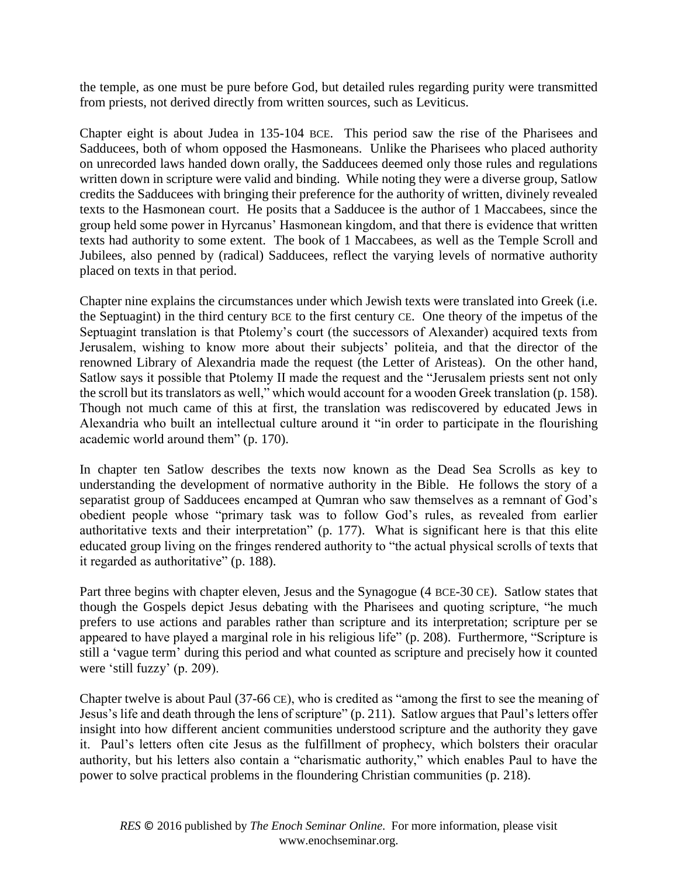the temple, as one must be pure before God, but detailed rules regarding purity were transmitted from priests, not derived directly from written sources, such as Leviticus.

Chapter eight is about Judea in 135-104 BCE. This period saw the rise of the Pharisees and Sadducees, both of whom opposed the Hasmoneans. Unlike the Pharisees who placed authority on unrecorded laws handed down orally, the Sadducees deemed only those rules and regulations written down in scripture were valid and binding. While noting they were a diverse group, Satlow credits the Sadducees with bringing their preference for the authority of written, divinely revealed texts to the Hasmonean court. He posits that a Sadducee is the author of 1 Maccabees, since the group held some power in Hyrcanus' Hasmonean kingdom, and that there is evidence that written texts had authority to some extent. The book of 1 Maccabees, as well as the Temple Scroll and Jubilees, also penned by (radical) Sadducees, reflect the varying levels of normative authority placed on texts in that period.

Chapter nine explains the circumstances under which Jewish texts were translated into Greek (i.e. the Septuagint) in the third century BCE to the first century CE. One theory of the impetus of the Septuagint translation is that Ptolemy's court (the successors of Alexander) acquired texts from Jerusalem, wishing to know more about their subjects' politeia, and that the director of the renowned Library of Alexandria made the request (the Letter of Aristeas). On the other hand, Satlow says it possible that Ptolemy II made the request and the "Jerusalem priests sent not only the scroll but its translators as well," which would account for a wooden Greek translation (p. 158). Though not much came of this at first, the translation was rediscovered by educated Jews in Alexandria who built an intellectual culture around it "in order to participate in the flourishing academic world around them" (p. 170).

In chapter ten Satlow describes the texts now known as the Dead Sea Scrolls as key to understanding the development of normative authority in the Bible. He follows the story of a separatist group of Sadducees encamped at Qumran who saw themselves as a remnant of God's obedient people whose "primary task was to follow God's rules, as revealed from earlier authoritative texts and their interpretation" (p. 177). What is significant here is that this elite educated group living on the fringes rendered authority to "the actual physical scrolls of texts that it regarded as authoritative" (p. 188).

Part three begins with chapter eleven, Jesus and the Synagogue (4 BCE-30 CE). Satlow states that though the Gospels depict Jesus debating with the Pharisees and quoting scripture, "he much prefers to use actions and parables rather than scripture and its interpretation; scripture per se appeared to have played a marginal role in his religious life" (p. 208). Furthermore, "Scripture is still a 'vague term' during this period and what counted as scripture and precisely how it counted were 'still fuzzy' (p. 209).

Chapter twelve is about Paul (37-66 CE), who is credited as "among the first to see the meaning of Jesus's life and death through the lens of scripture" (p. 211). Satlow argues that Paul's letters offer insight into how different ancient communities understood scripture and the authority they gave it. Paul's letters often cite Jesus as the fulfillment of prophecy, which bolsters their oracular authority, but his letters also contain a "charismatic authority," which enables Paul to have the power to solve practical problems in the floundering Christian communities (p. 218).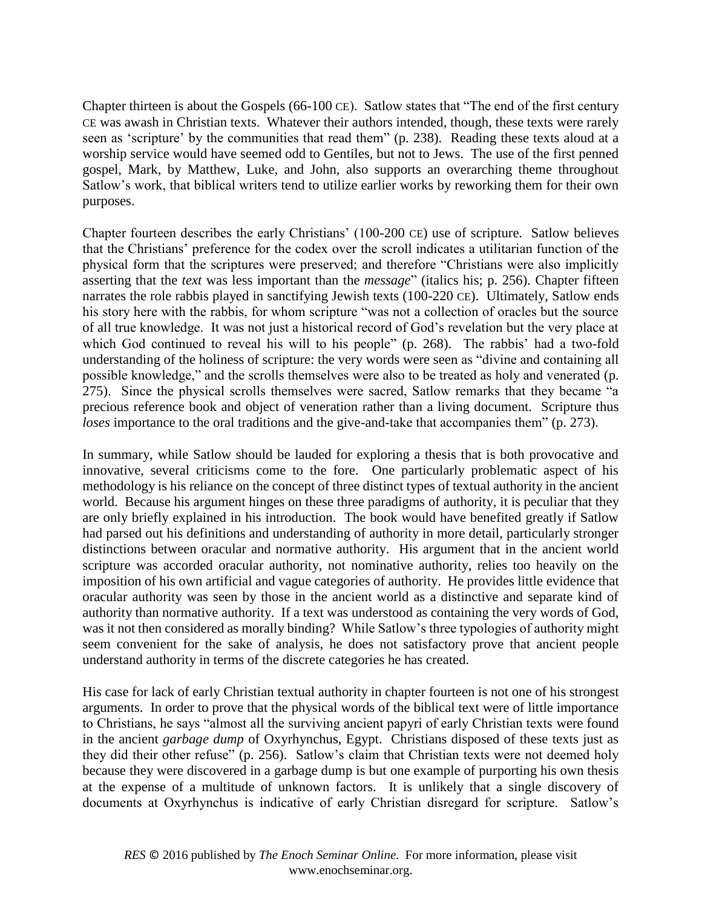Chapter thirteen is about the Gospels (66-100 CE). Satlow states that "The end of the first century CE was awash in Christian texts. Whatever their authors intended, though, these texts were rarely seen as 'scripture' by the communities that read them" (p. 238). Reading these texts aloud at a worship service would have seemed odd to Gentiles, but not to Jews. The use of the first penned gospel, Mark, by Matthew, Luke, and John, also supports an overarching theme throughout Satlow's work, that biblical writers tend to utilize earlier works by reworking them for their own purposes.

Chapter fourteen describes the early Christians' (100-200 CE) use of scripture. Satlow believes that the Christians' preference for the codex over the scroll indicates a utilitarian function of the physical form that the scriptures were preserved; and therefore "Christians were also implicitly asserting that the *text* was less important than the *message*" (italics his; p. 256). Chapter fifteen narrates the role rabbis played in sanctifying Jewish texts (100-220 CE). Ultimately, Satlow ends his story here with the rabbis, for whom scripture "was not a collection of oracles but the source of all true knowledge. It was not just a historical record of God's revelation but the very place at which God continued to reveal his will to his people" (p. 268). The rabbis' had a two-fold understanding of the holiness of scripture: the very words were seen as "divine and containing all possible knowledge," and the scrolls themselves were also to be treated as holy and venerated (p. 275). Since the physical scrolls themselves were sacred, Satlow remarks that they became "a precious reference book and object of veneration rather than a living document. Scripture thus *loses* importance to the oral traditions and the give-and-take that accompanies them" (p. 273).

In summary, while Satlow should be lauded for exploring a thesis that is both provocative and innovative, several criticisms come to the fore. One particularly problematic aspect of his methodology is his reliance on the concept of three distinct types of textual authority in the ancient world. Because his argument hinges on these three paradigms of authority, it is peculiar that they are only briefly explained in his introduction. The book would have benefited greatly if Satlow had parsed out his definitions and understanding of authority in more detail, particularly stronger distinctions between oracular and normative authority. His argument that in the ancient world scripture was accorded oracular authority, not nominative authority, relies too heavily on the imposition of his own artificial and vague categories of authority. He provides little evidence that oracular authority was seen by those in the ancient world as a distinctive and separate kind of authority than normative authority. If a text was understood as containing the very words of God, was it not then considered as morally binding? While Satlow's three typologies of authority might seem convenient for the sake of analysis, he does not satisfactory prove that ancient people understand authority in terms of the discrete categories he has created.

His case for lack of early Christian textual authority in chapter fourteen is not one of his strongest arguments. In order to prove that the physical words of the biblical text were of little importance to Christians, he says "almost all the surviving ancient papyri of early Christian texts were found in the ancient *garbage dump* of Oxyrhynchus, Egypt. Christians disposed of these texts just as they did their other refuse" (p. 256). Satlow's claim that Christian texts were not deemed holy because they were discovered in a garbage dump is but one example of purporting his own thesis at the expense of a multitude of unknown factors. It is unlikely that a single discovery of documents at Oxyrhynchus is indicative of early Christian disregard for scripture. Satlow's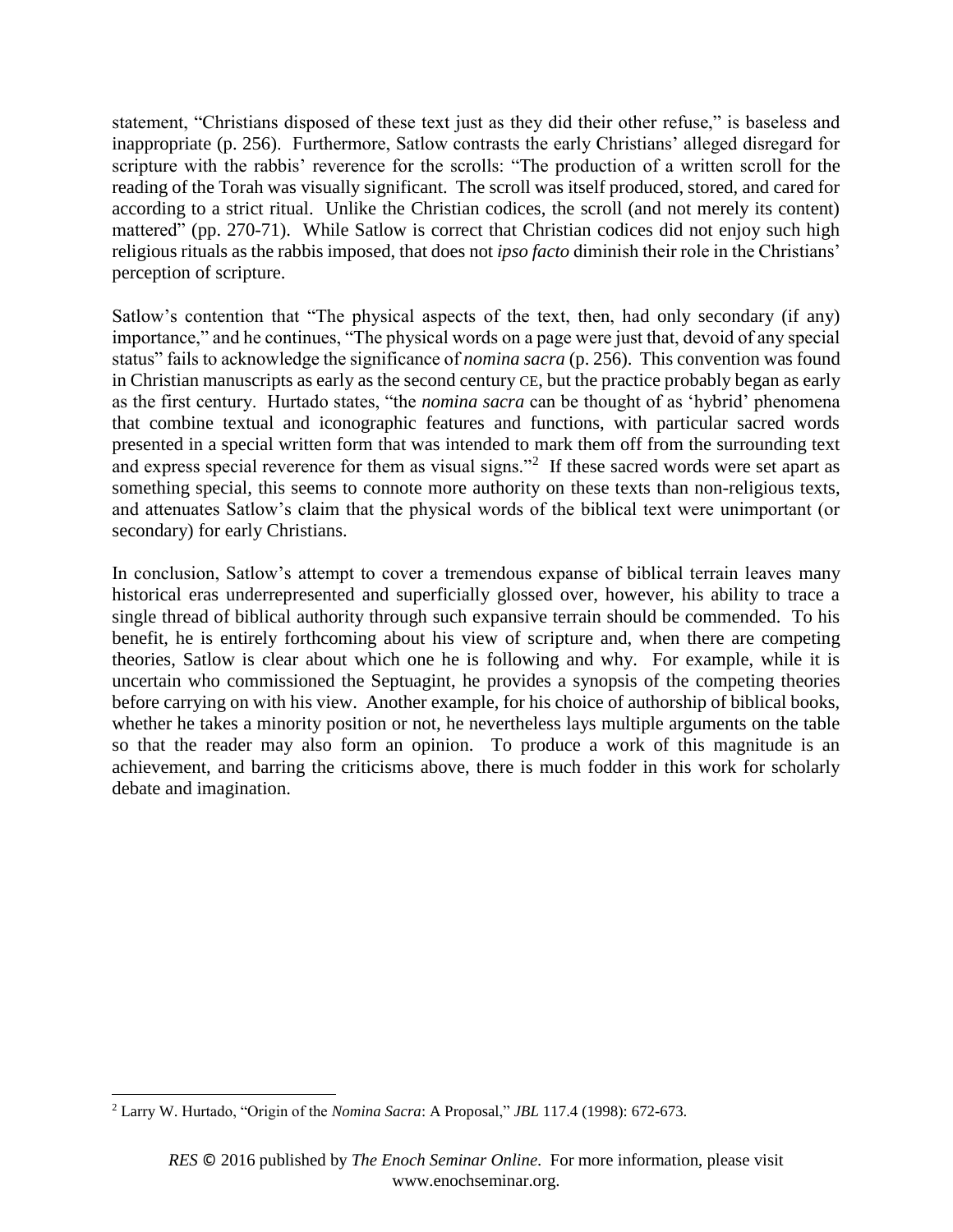statement, "Christians disposed of these text just as they did their other refuse," is baseless and inappropriate (p. 256). Furthermore, Satlow contrasts the early Christians' alleged disregard for scripture with the rabbis' reverence for the scrolls: "The production of a written scroll for the reading of the Torah was visually significant. The scroll was itself produced, stored, and cared for according to a strict ritual. Unlike the Christian codices, the scroll (and not merely its content) mattered" (pp. 270-71). While Satlow is correct that Christian codices did not enjoy such high religious rituals as the rabbis imposed, that does not *ipso facto* diminish their role in the Christians' perception of scripture.

Satlow's contention that "The physical aspects of the text, then, had only secondary (if any) importance," and he continues, "The physical words on a page were just that, devoid of any special status" fails to acknowledge the significance of *nomina sacra* (p. 256). This convention was found in Christian manuscripts as early as the second century CE, but the practice probably began as early as the first century. Hurtado states, "the *nomina sacra* can be thought of as 'hybrid' phenomena that combine textual and iconographic features and functions, with particular sacred words presented in a special written form that was intended to mark them off from the surrounding text and express special reverence for them as visual signs."[2] If these sacred words were set apart as something special, this seems to connote more authority on these texts than non-religious texts, and attenuates Satlow's claim that the physical words of the biblical text were unimportant (or secondary) for early Christians.

In conclusion, Satlow's attempt to cover a tremendous expanse of biblical terrain leaves many historical eras underrepresented and superficially glossed over, however, his ability to trace a single thread of biblical authority through such expansive terrain should be commended. To his benefit, he is entirely forthcoming about his view of scripture and, when there are competing theories, Satlow is clear about which one he is following and why. For example, while it is uncertain who commissioned the Septuagint, he provides a synopsis of the competing theories before carrying on with his view. Another example, for his choice of authorship of biblical books, whether he takes a minority position or not, he nevertheless lays multiple arguments on the table so that the reader may also form an opinion. To produce a work of this magnitude is an achievement, and barring the criticisms above, there is much fodder in this work for scholarly debate and imagination.

[2] Larry W. Hurtado, "Origin of the *Nomina Sacra*: A Proposal," *JBL* 117.4 (1998): 672-673.